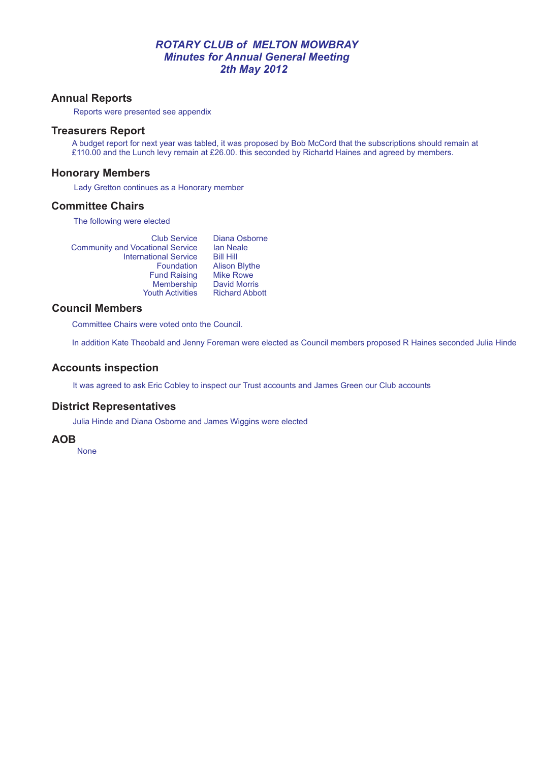# *ROTARY CLUB of MELTON MOWBRAY*
## *Minutes for Annual General Meeting*
## *2th May 2012*

## Annual Reports

Reports were presented see appendix

## Treasurers Report

A budget report for next year was tabled, it was proposed by Bob McCord that the subscriptions should remain at £110.00 and the Lunch levy remain at £26.00. this seconded by Richartd Haines and agreed by members.

## Honorary Members

Lady Gretton continues as a Honorary member

## Committee Chairs

The following were elected

| | |
|---|---|
| Club Service | Diana Osborne |
| Community and Vocational Service | Ian Neale |
| International Service | Bill Hill |
| Foundation | Alison Blythe |
| Fund Raising | Mike Rowe |
| Membership | David Morris |
| Youth Activities | Richard Abbott |

## Council Members

Committee Chairs were voted onto the Council.

In addition Kate Theobald and Jenny Foreman were elected as Council members proposed R Haines seconded Julia Hinde

## Accounts inspection

It was agreed to ask Eric Cobley to inspect our Trust accounts and James Green our Club accounts

## District Representatives

Julia Hinde and Diana Osborne and James Wiggins were elected

## AOB

None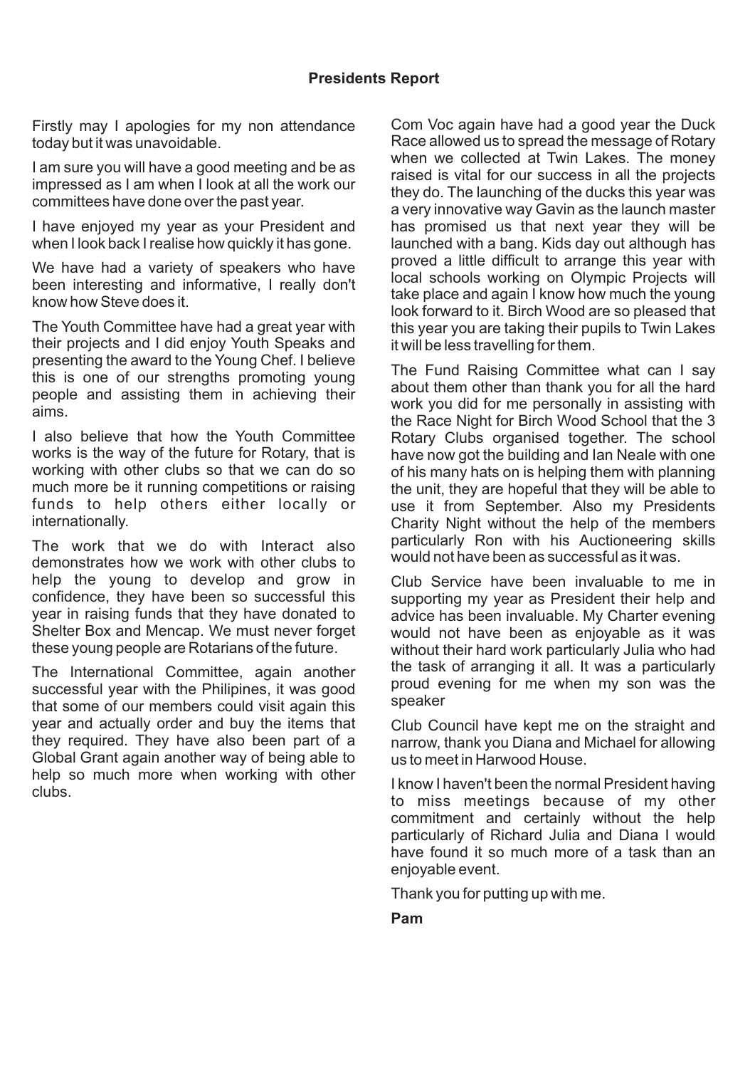## Presidents Report

Firstly may I apologies for my non attendance today but it was unavoidable.

I am sure you will have a good meeting and be as impressed as I am when I look at all the work our committees have done over the past year.

I have enjoyed my year as your President and when I look back I realise how quickly it has gone.

We have had a variety of speakers who have been interesting and informative, I really don't know how Steve does it.

The Youth Committee have had a great year with their projects and I did enjoy Youth Speaks and presenting the award to the Young Chef. I believe this is one of our strengths promoting young people and assisting them in achieving their aims.

I also believe that how the Youth Committee works is the way of the future for Rotary, that is working with other clubs so that we can do so much more be it running competitions or raising funds to help others either locally or internationally.

The work that we do with Interact also demonstrates how we work with other clubs to help the young to develop and grow in confidence, they have been so successful this year in raising funds that they have donated to Shelter Box and Mencap. We must never forget these young people are Rotarians of the future.

The International Committee, again another successful year with the Philipines, it was good that some of our members could visit again this year and actually order and buy the items that they required. They have also been part of a Global Grant again another way of being able to help so much more when working with other clubs.

Com Voc again have had a good year the Duck Race allowed us to spread the message of Rotary when we collected at Twin Lakes. The money raised is vital for our success in all the projects they do. The launching of the ducks this year was a very innovative way Gavin as the launch master has promised us that next year they will be launched with a bang. Kids day out although has proved a little difficult to arrange this year with local schools working on Olympic Projects will take place and again I know how much the young look forward to it. Birch Wood are so pleased that this year you are taking their pupils to Twin Lakes it will be less travelling for them.

The Fund Raising Committee what can I say about them other than thank you for all the hard work you did for me personally in assisting with the Race Night for Birch Wood School that the 3 Rotary Clubs organised together. The school have now got the building and Ian Neale with one of his many hats on is helping them with planning the unit, they are hopeful that they will be able to use it from September. Also my Presidents Charity Night without the help of the members particularly Ron with his Auctioneering skills would not have been as successful as it was.

Club Service have been invaluable to me in supporting my year as President their help and advice has been invaluable. My Charter evening would not have been as enjoyable as it was without their hard work particularly Julia who had the task of arranging it all. It was a particularly proud evening for me when my son was the speaker

Club Council have kept me on the straight and narrow, thank you Diana and Michael for allowing us to meet in Harwood House.

I know I haven't been the normal President having to miss meetings because of my other commitment and certainly without the help particularly of Richard Julia and Diana I would have found it so much more of a task than an enjoyable event.

Thank you for putting up with me.

**Pam**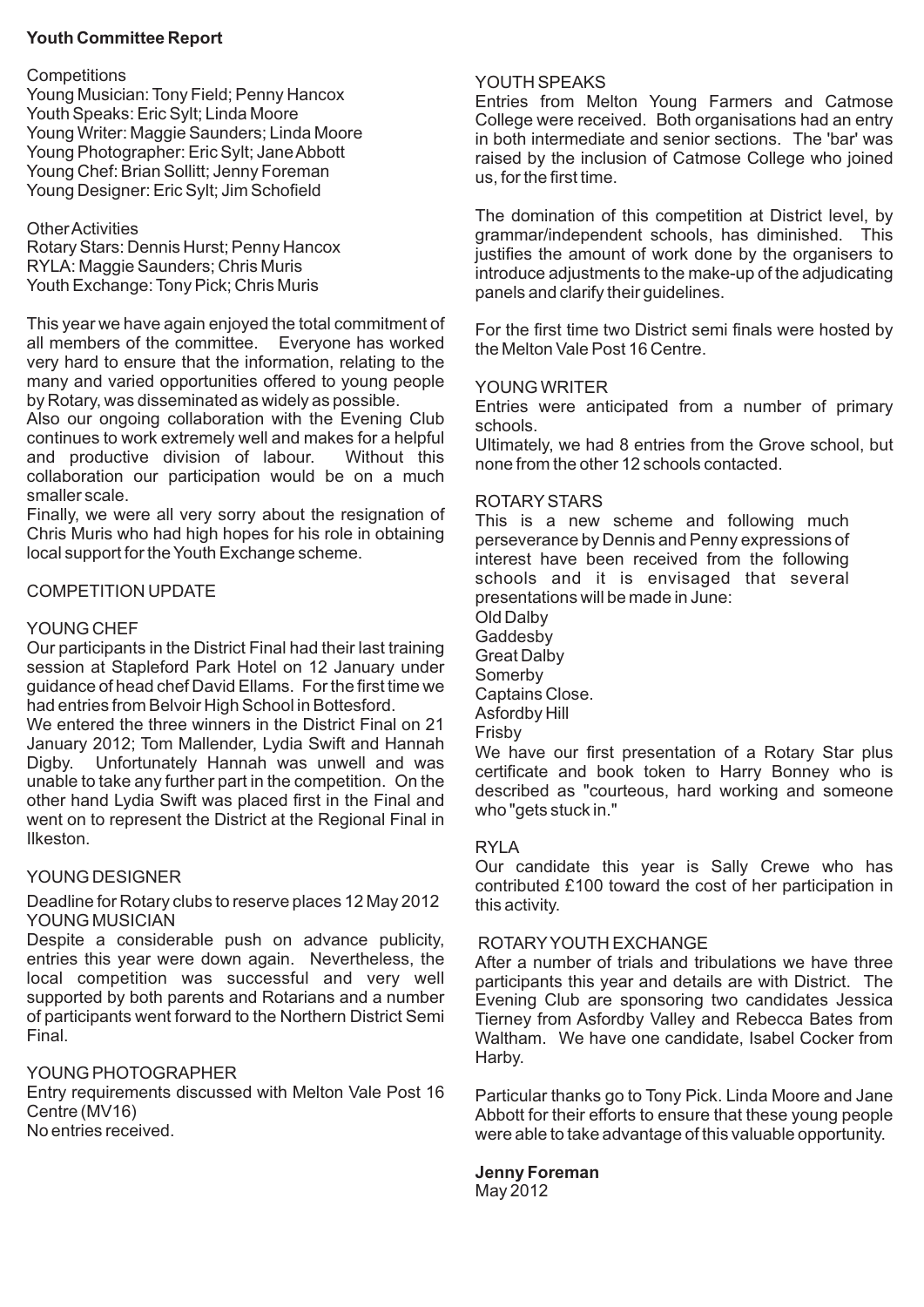## Youth Committee Report

Competitions
Young Musician: Tony Field; Penny Hancox
Youth Speaks: Eric Sylt; Linda Moore
Young Writer: Maggie Saunders; Linda Moore
Young Photographer: Eric Sylt; Jane Abbott
Young Chef: Brian Sollitt; Jenny Foreman
Young Designer: Eric Sylt; Jim Schofield

Other Activities
Rotary Stars: Dennis Hurst; Penny Hancox
RYLA: Maggie Saunders; Chris Muris
Youth Exchange: Tony Pick; Chris Muris

This year we have again enjoyed the total commitment of all members of the committee. Everyone has worked very hard to ensure that the information, relating to the many and varied opportunities offered to young people by Rotary, was disseminated as widely as possible.
Also our ongoing collaboration with the Evening Club continues to work extremely well and makes for a helpful and productive division of labour. Without this collaboration our participation would be on a much smaller scale.
Finally, we were all very sorry about the resignation of Chris Muris who had high hopes for his role in obtaining local support for the Youth Exchange scheme.

### COMPETITION UPDATE

#### YOUNG CHEF

Our participants in the District Final had their last training session at Stapleford Park Hotel on 12 January under guidance of head chef David Ellams. For the first time we had entries from Belvoir High School in Bottesford.
We entered the three winners in the District Final on 21 January 2012; Tom Mallender, Lydia Swift and Hannah Digby. Unfortunately Hannah was unwell and was unable to take any further part in the competition. On the other hand Lydia Swift was placed first in the Final and went on to represent the District at the Regional Final in Ilkeston.

#### YOUNG DESIGNER

Deadline for Rotary clubs to reserve places 12 May 2012

#### YOUNG MUSICIAN

Despite a considerable push on advance publicity, entries this year were down again. Nevertheless, the local competition was successful and very well supported by both parents and Rotarians and a number of participants went forward to the Northern District Semi Final.

#### YOUNG PHOTOGRAPHER

Entry requirements discussed with Melton Vale Post 16 Centre (MV16)
No entries received.

#### YOUTH SPEAKS

Entries from Melton Young Farmers and Catmose College were received. Both organisations had an entry in both intermediate and senior sections. The 'bar' was raised by the inclusion of Catmose College who joined us, for the first time.

The domination of this competition at District level, by grammar/independent schools, has diminished. This justifies the amount of work done by the organisers to introduce adjustments to the make-up of the adjudicating panels and clarify their guidelines.

For the first time two District semi finals were hosted by the Melton Vale Post 16 Centre.

#### YOUNG WRITER

Entries were anticipated from a number of primary schools.
Ultimately, we had 8 entries from the Grove school, but none from the other 12 schools contacted.

#### ROTARY STARS

This is a new scheme and following much perseverance by Dennis and Penny expressions of interest have been received from the following schools and it is envisaged that several presentations will be made in June:
Old Dalby
Gaddesby
Great Dalby
Somerby
Captains Close.
Asfordby Hill
Frisby
We have our first presentation of a Rotary Star plus certificate and book token to Harry Bonney who is described as "courteous, hard working and someone who "gets stuck in."

#### RYLA

Our candidate this year is Sally Crewe who has contributed £100 toward the cost of her participation in this activity.

#### ROTARY YOUTH EXCHANGE

After a number of trials and tribulations we have three participants this year and details are with District. The Evening Club are sponsoring two candidates Jessica Tierney from Asfordby Valley and Rebecca Bates from Waltham. We have one candidate, Isabel Cocker from Harby.

Particular thanks go to Tony Pick. Linda Moore and Jane Abbott for their efforts to ensure that these young people were able to take advantage of this valuable opportunity.

**Jenny Foreman**
May 2012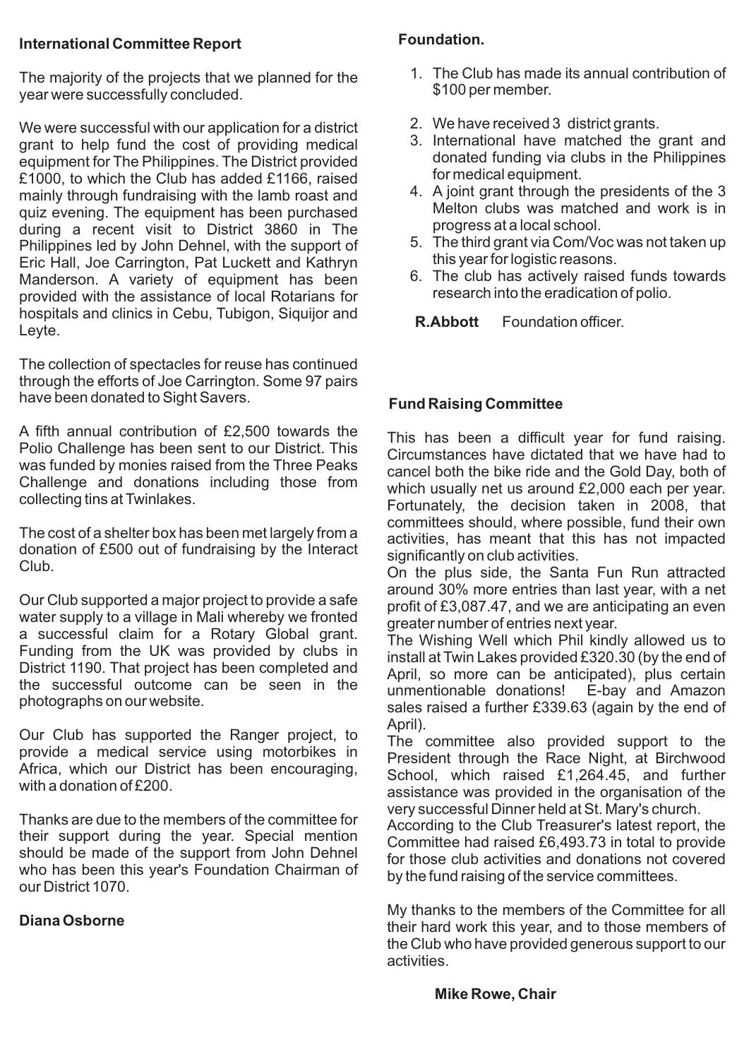## International Committee Report

The majority of the projects that we planned for the year were successfully concluded.

We were successful with our application for a district grant to help fund the cost of providing medical equipment for The Philippines. The District provided £1000, to which the Club has added £1166, raised mainly through fundraising with the lamb roast and quiz evening. The equipment has been purchased during a recent visit to District 3860 in The Philippines led by John Dehnel, with the support of Eric Hall, Joe Carrington, Pat Luckett and Kathryn Manderson. A variety of equipment has been provided with the assistance of local Rotarians for hospitals and clinics in Cebu, Tubigon, Siquijor and Leyte.

The collection of spectacles for reuse has continued through the efforts of Joe Carrington. Some 97 pairs have been donated to Sight Savers.

A fifth annual contribution of £2,500 towards the Polio Challenge has been sent to our District. This was funded by monies raised from the Three Peaks Challenge and donations including those from collecting tins at Twinlakes.

The cost of a shelter box has been met largely from a donation of £500 out of fundraising by the Interact Club.

Our Club supported a major project to provide a safe water supply to a village in Mali whereby we fronted a successful claim for a Rotary Global grant. Funding from the UK was provided by clubs in District 1190. That project has been completed and the successful outcome can be seen in the photographs on our website.

Our Club has supported the Ranger project, to provide a medical service using motorbikes in Africa, which our District has been encouraging, with a donation of £200.

Thanks are due to the members of the committee for their support during the year. Special mention should be made of the support from John Dehnel who has been this year's Foundation Chairman of our District 1070.

**Diana Osborne**

## Foundation.

1. The Club has made its annual contribution of $100 per member.
2. We have received 3 district grants.
3. International have matched the grant and donated funding via clubs in the Philippines for medical equipment.
4. A joint grant through the presidents of the 3 Melton clubs was matched and work is in progress at a local school.
5. The third grant via Com/Voc was not taken up this year for logistic reasons.
6. The club has actively raised funds towards research into the eradication of polio.

**R.Abbott** Foundation officer.

## Fund Raising Committee

This has been a difficult year for fund raising. Circumstances have dictated that we have had to cancel both the bike ride and the Gold Day, both of which usually net us around £2,000 each per year. Fortunately, the decision taken in 2008, that committees should, where possible, fund their own activities, has meant that this has not impacted significantly on club activities.

On the plus side, the Santa Fun Run attracted around 30% more entries than last year, with a net profit of £3,087.47, and we are anticipating an even greater number of entries next year.

The Wishing Well which Phil kindly allowed us to install at Twin Lakes provided £320.30 (by the end of April, so more can be anticipated), plus certain unmentionable donations! E-bay and Amazon sales raised a further £339.63 (again by the end of April).

The committee also provided support to the President through the Race Night, at Birchwood School, which raised £1,264.45, and further assistance was provided in the organisation of the very successful Dinner held at St. Mary's church.

According to the Club Treasurer's latest report, the Committee had raised £6,493.73 in total to provide for those club activities and donations not covered by the fund raising of the service committees.

My thanks to the members of the Committee for all their hard work this year, and to those members of the Club who have provided generous support to our activities.

**Mike Rowe, Chair**